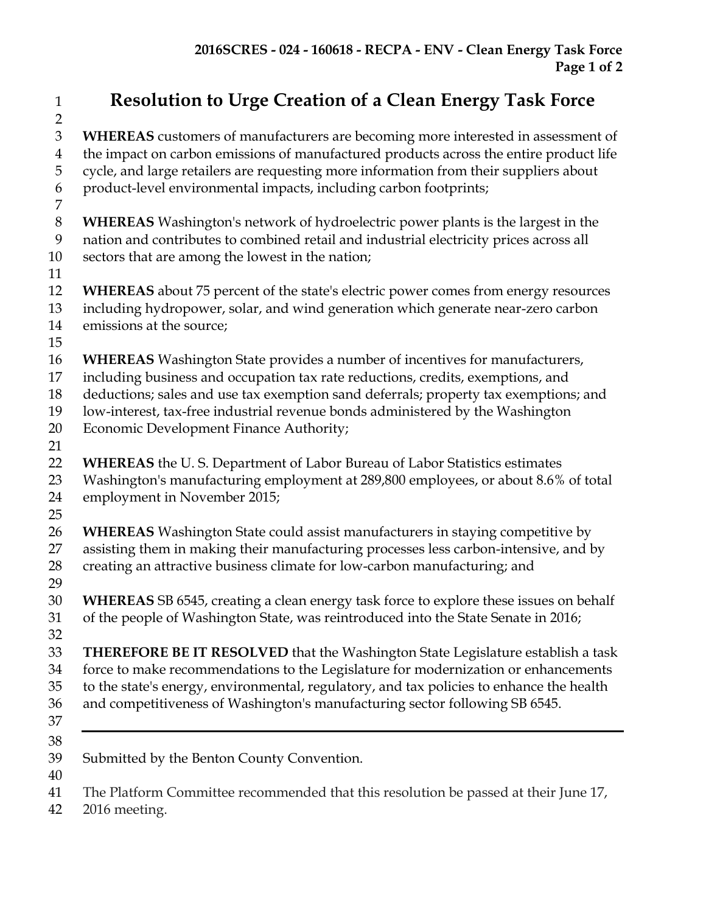# Resolution to Urge Creation of a Clean Energy Task Force

**WHEREAS** customers of manufacturers are becoming more interested in assessment of the impact on carbon emissions of manufactured products across the entire product life cycle, and large retailers are requesting more information from their suppliers about product-level environmental impacts, including carbon footprints;

**WHEREAS** Washington's network of hydroelectric power plants is the largest in the nation and contributes to combined retail and industrial electricity prices across all sectors that are among the lowest in the nation;

**WHEREAS** about 75 percent of the state's electric power comes from energy resources including hydropower, solar, and wind generation which generate near-zero carbon emissions at the source;

**WHEREAS** Washington State provides a number of incentives for manufacturers, including business and occupation tax rate reductions, credits, exemptions, and deductions; sales and use tax exemption sand deferrals; property tax exemptions; and low-interest, tax-free industrial revenue bonds administered by the Washington Economic Development Finance Authority;

**WHEREAS** the U. S. Department of Labor Bureau of Labor Statistics estimates Washington's manufacturing employment at 289,800 employees, or about 8.6% of total employment in November 2015;

**WHEREAS** Washington State could assist manufacturers in staying competitive by assisting them in making their manufacturing processes less carbon-intensive, and by creating an attractive business climate for low-carbon manufacturing; and

**WHEREAS** SB 6545, creating a clean energy task force to explore these issues on behalf of the people of Washington State, was reintroduced into the State Senate in 2016;

**THEREFORE BE IT RESOLVED** that the Washington State Legislature establish a task force to make recommendations to the Legislature for modernization or enhancements to the state's energy, environmental, regulatory, and tax policies to enhance the health and competitiveness of Washington's manufacturing sector following SB 6545.

---

Submitted by the Benton County Convention.

The Platform Committee recommended that this resolution be passed at their June 17, 2016 meeting.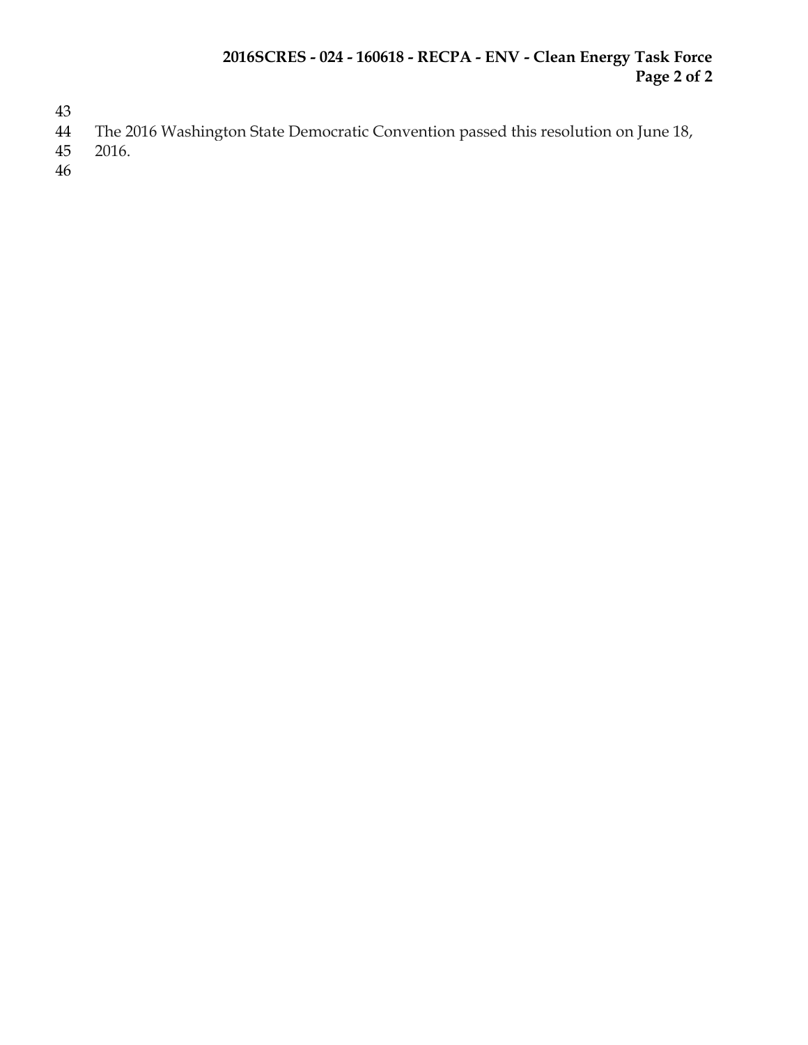The 2016 Washington State Democratic Convention passed this resolution on June 18, 2016.